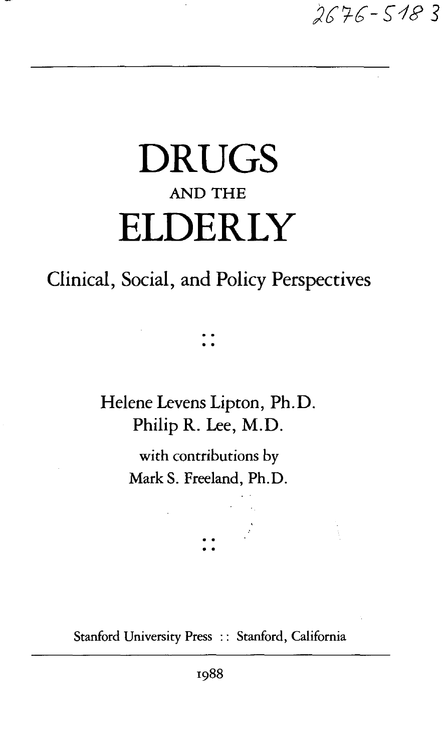2676-518 3

# DRUGS

## AND THE

# ELDERLY

## Clinical, Social, and Policy Perspectives

Helene Levens Lipton, Ph.D.
Philip R. Lee, M.D.

with contributions by
Mark S. Freeland, Ph.D.

Stanford University Press :: Stanford, California

1988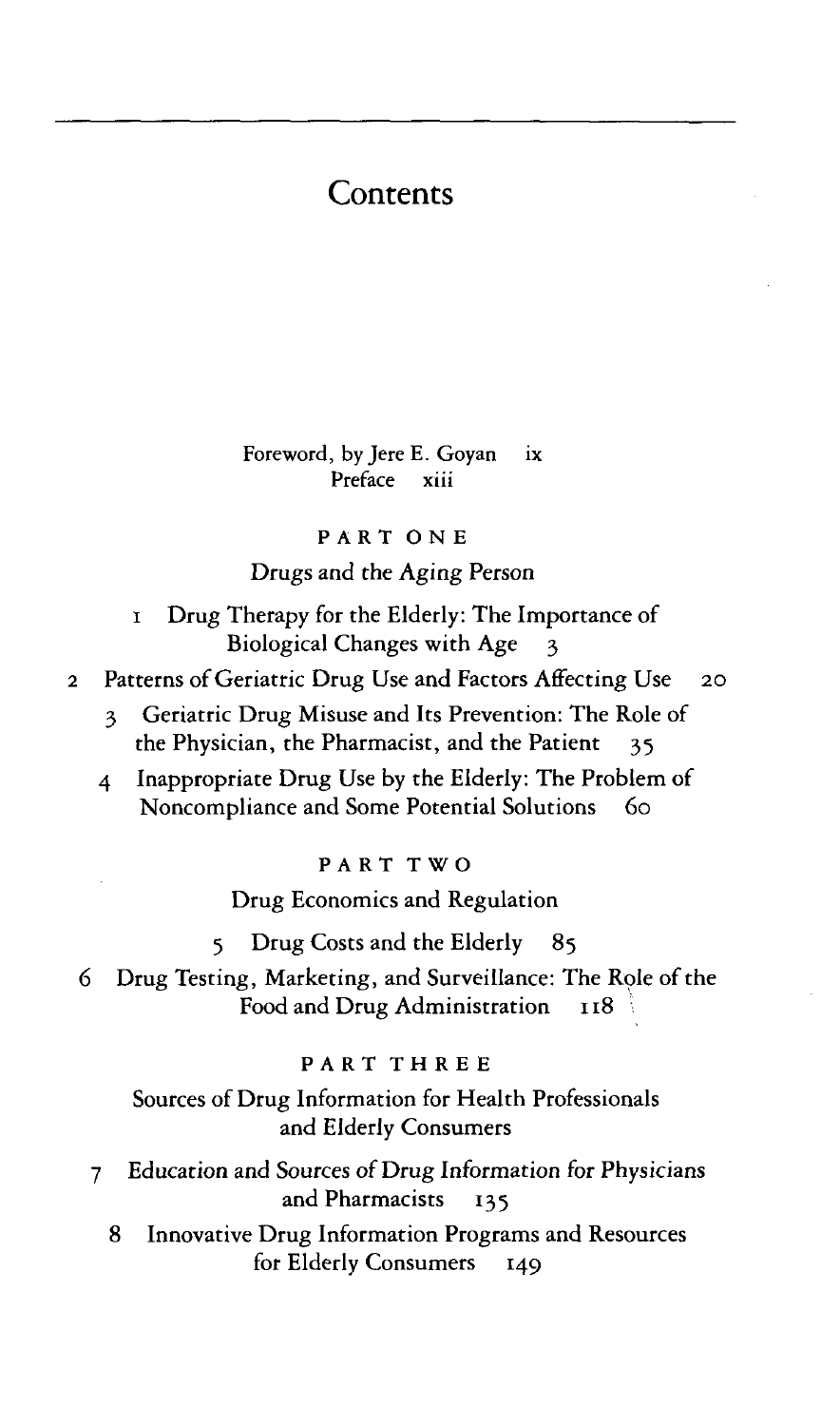# Contents

Foreword, by Jere E. Goyan ix

Preface xiii

## PART ONE

### Drugs and the Aging Person

1 Drug Therapy for the Elderly: The Importance of Biological Changes with Age 3

2 Patterns of Geriatric Drug Use and Factors Affecting Use 20

3 Geriatric Drug Misuse and Its Prevention: The Role of the Physician, the Pharmacist, and the Patient 35

4 Inappropriate Drug Use by the Elderly: The Problem of Noncompliance and Some Potential Solutions 60

## PART TWO

### Drug Economics and Regulation

5 Drug Costs and the Elderly 85

6 Drug Testing, Marketing, and Surveillance: The Role of the Food and Drug Administration 118

## PART THREE

### Sources of Drug Information for Health Professionals and Elderly Consumers

7 Education and Sources of Drug Information for Physicians and Pharmacists 135

8 Innovative Drug Information Programs and Resources for Elderly Consumers 149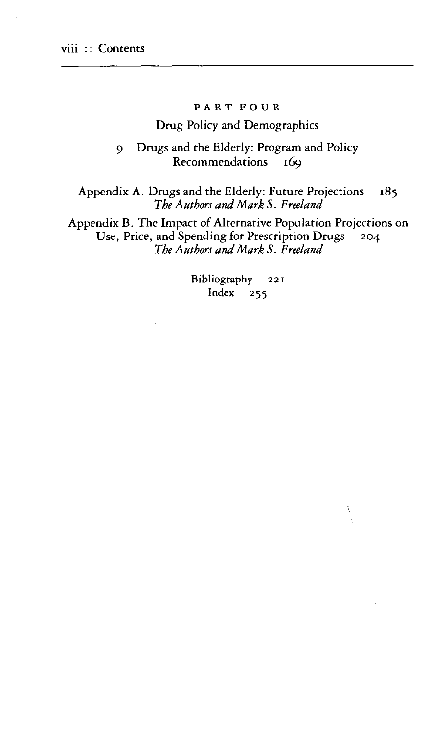## PART FOUR

## Drug Policy and Demographics

9 Drugs and the Elderly: Program and Policy Recommendations 169

Appendix A. Drugs and the Elderly: Future Projections 185
*The Authors and Mark S. Freeland*

Appendix B. The Impact of Alternative Population Projections on Use, Price, and Spending for Prescription Drugs 204
*The Authors and Mark S. Freeland*

Bibliography 221

Index 255